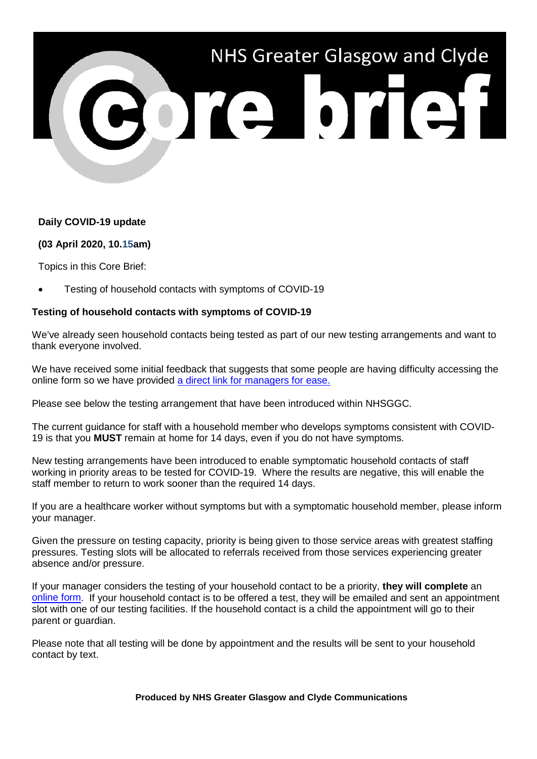# NHS Greater Glasgow and Clyde

# Core brief

**Daily COVID-19 update**

**(03 April 2020, 10.15am)**

Topics in this Core Brief:

- Testing of household contacts with symptoms of COVID-19

## Testing of household contacts with symptoms of COVID-19

We've already seen household contacts being tested as part of our new testing arrangements and want to thank everyone involved.

We have received some initial feedback that suggests that some people are having difficulty accessing the online form so we have provided a direct link for managers for ease.

Please see below the testing arrangement that have been introduced within NHSGGC.

The current guidance for staff with a household member who develops symptoms consistent with COVID-19 is that you **MUST** remain at home for 14 days, even if you do not have symptoms.

New testing arrangements have been introduced to enable symptomatic household contacts of staff working in priority areas to be tested for COVID-19. Where the results are negative, this will enable the staff member to return to work sooner than the required 14 days.

If you are a healthcare worker without symptoms but with a symptomatic household member, please inform your manager.

Given the pressure on testing capacity, priority is being given to those service areas with greatest staffing pressures. Testing slots will be allocated to referrals received from those services experiencing greater absence and/or pressure.

If your manager considers the testing of your household contact to be a priority, **they will complete** an online form. If your household contact is to be offered a test, they will be emailed and sent an appointment slot with one of our testing facilities. If the household contact is a child the appointment will go to their parent or guardian.

Please note that all testing will be done by appointment and the results will be sent to your household contact by text.

**Produced by NHS Greater Glasgow and Clyde Communications**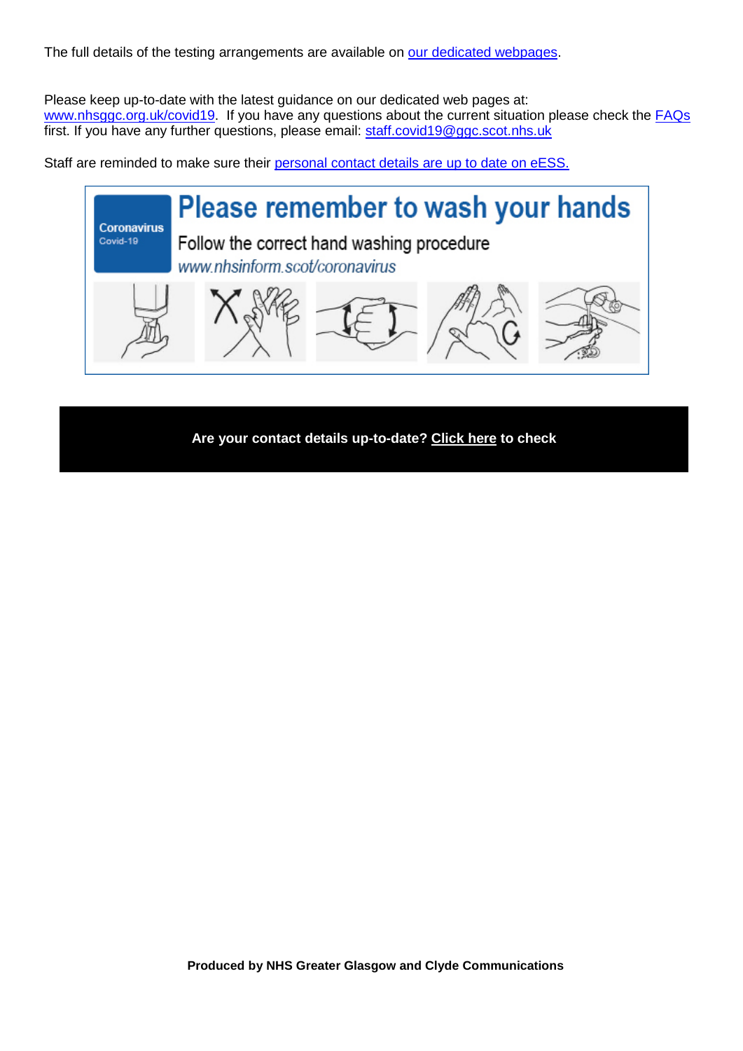The full details of the testing arrangements are available on [our dedicated webpages].

Please keep up-to-date with the latest guidance on our dedicated web pages at: www.nhsggc.org.uk/covid19. If you have any questions about the current situation please check the FAQs first. If you have any further questions, please email: staff.covid19@ggc.scot.nhs.uk

Staff are reminded to make sure their personal contact details are up to date on eESS.

**Coronavirus** Covid-19

**Please remember to wash your hands**

Follow the correct hand washing procedure

*www.nhsinform.scot/coronavirus*

**Are your contact details up-to-date? Click here to check**

**Produced by NHS Greater Glasgow and Clyde Communications**